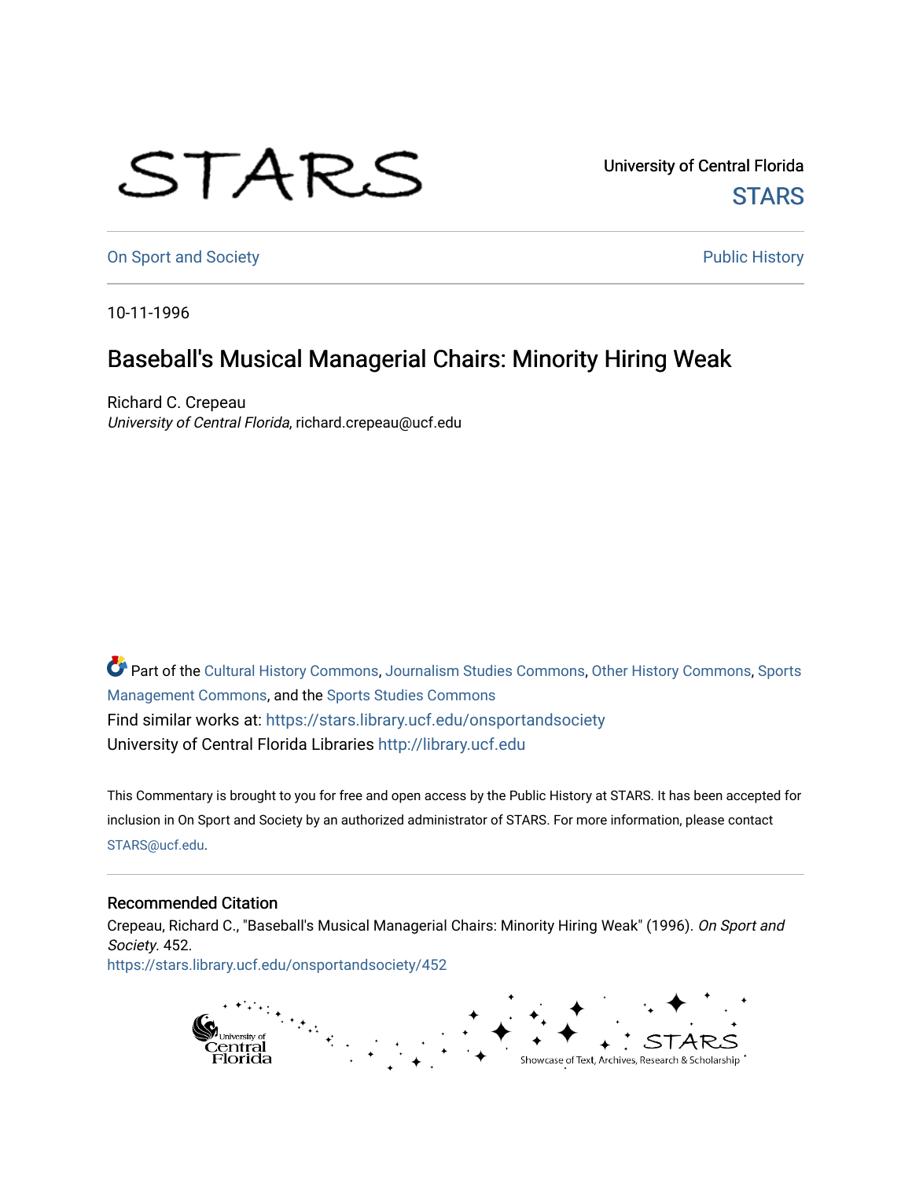STARS

University of Central Florida
STARS

On Sport and Society

Public History

10-11-1996

# Baseball's Musical Managerial Chairs: Minority Hiring Weak

Richard C. Crepeau
*University of Central Florida*, richard.crepeau@ucf.edu

Part of the Cultural History Commons, Journalism Studies Commons, Other History Commons, Sports Management Commons, and the Sports Studies Commons
Find similar works at: https://stars.library.ucf.edu/onsportandsociety
University of Central Florida Libraries http://library.ucf.edu

This Commentary is brought to you for free and open access by the Public History at STARS. It has been accepted for inclusion in On Sport and Society by an authorized administrator of STARS. For more information, please contact STARS@ucf.edu.

## Recommended Citation

Crepeau, Richard C., "Baseball's Musical Managerial Chairs: Minority Hiring Weak" (1996). *On Sport and Society*. 452.
https://stars.library.ucf.edu/onsportandsociety/452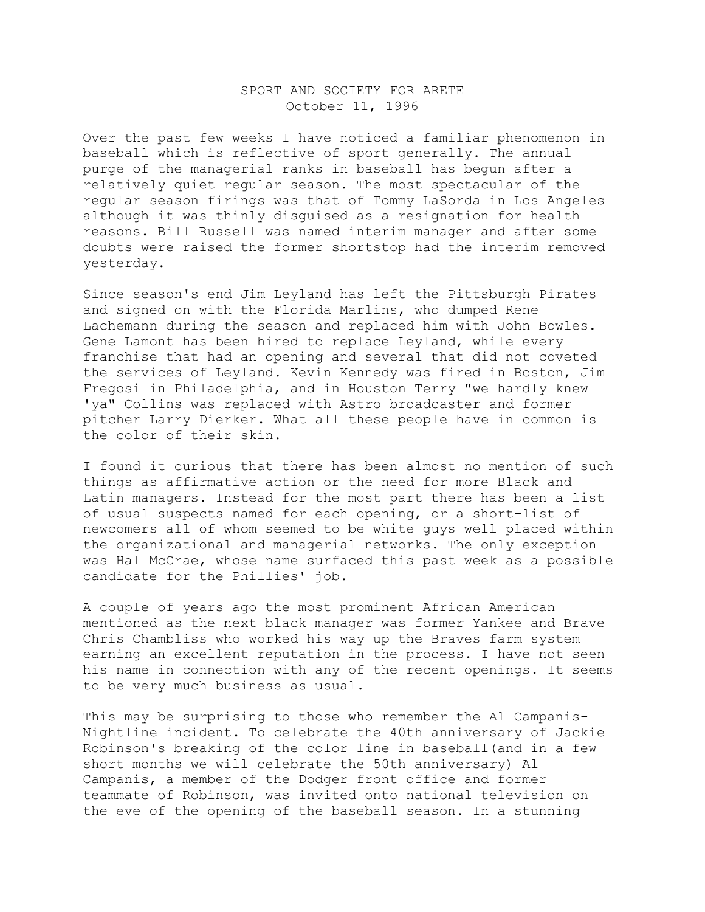# SPORT AND SOCIETY FOR ARETE
October 11, 1996

Over the past few weeks I have noticed a familiar phenomenon in baseball which is reflective of sport generally. The annual purge of the managerial ranks in baseball has begun after a relatively quiet regular season. The most spectacular of the regular season firings was that of Tommy LaSorda in Los Angeles although it was thinly disguised as a resignation for health reasons. Bill Russell was named interim manager and after some doubts were raised the former shortstop had the interim removed yesterday.

Since season's end Jim Leyland has left the Pittsburgh Pirates and signed on with the Florida Marlins, who dumped Rene Lachemann during the season and replaced him with John Bowles. Gene Lamont has been hired to replace Leyland, while every franchise that had an opening and several that did not coveted the services of Leyland. Kevin Kennedy was fired in Boston, Jim Fregosi in Philadelphia, and in Houston Terry "we hardly knew 'ya" Collins was replaced with Astro broadcaster and former pitcher Larry Dierker. What all these people have in common is the color of their skin.

I found it curious that there has been almost no mention of such things as affirmative action or the need for more Black and Latin managers. Instead for the most part there has been a list of usual suspects named for each opening, or a short-list of newcomers all of whom seemed to be white guys well placed within the organizational and managerial networks. The only exception was Hal McCrae, whose name surfaced this past week as a possible candidate for the Phillies' job.

A couple of years ago the most prominent African American mentioned as the next black manager was former Yankee and Brave Chris Chambliss who worked his way up the Braves farm system earning an excellent reputation in the process. I have not seen his name in connection with any of the recent openings. It seems to be very much business as usual.

This may be surprising to those who remember the Al Campanis-Nightline incident. To celebrate the 40th anniversary of Jackie Robinson's breaking of the color line in baseball(and in a few short months we will celebrate the 50th anniversary) Al Campanis, a member of the Dodger front office and former teammate of Robinson, was invited onto national television on the eve of the opening of the baseball season. In a stunning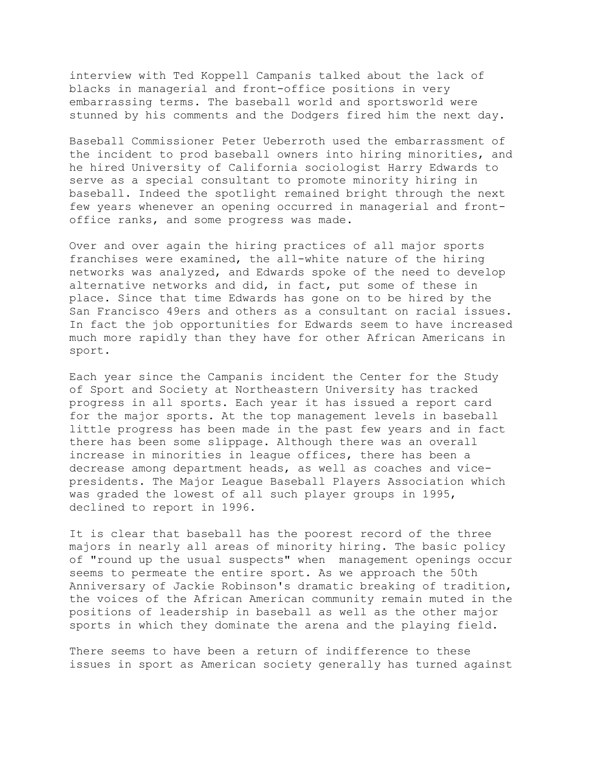interview with Ted Koppell Campanis talked about the lack of blacks in managerial and front-office positions in very embarrassing terms. The baseball world and sportsworld were stunned by his comments and the Dodgers fired him the next day.

Baseball Commissioner Peter Ueberroth used the embarrassment of the incident to prod baseball owners into hiring minorities, and he hired University of California sociologist Harry Edwards to serve as a special consultant to promote minority hiring in baseball. Indeed the spotlight remained bright through the next few years whenever an opening occurred in managerial and front-office ranks, and some progress was made.

Over and over again the hiring practices of all major sports franchises were examined, the all-white nature of the hiring networks was analyzed, and Edwards spoke of the need to develop alternative networks and did, in fact, put some of these in place. Since that time Edwards has gone on to be hired by the San Francisco 49ers and others as a consultant on racial issues. In fact the job opportunities for Edwards seem to have increased much more rapidly than they have for other African Americans in sport.

Each year since the Campanis incident the Center for the Study of Sport and Society at Northeastern University has tracked progress in all sports. Each year it has issued a report card for the major sports. At the top management levels in baseball little progress has been made in the past few years and in fact there has been some slippage. Although there was an overall increase in minorities in league offices, there has been a decrease among department heads, as well as coaches and vice-presidents. The Major League Baseball Players Association which was graded the lowest of all such player groups in 1995, declined to report in 1996.

It is clear that baseball has the poorest record of the three majors in nearly all areas of minority hiring. The basic policy of "round up the usual suspects" when management openings occur seems to permeate the entire sport. As we approach the 50th Anniversary of Jackie Robinson's dramatic breaking of tradition, the voices of the African American community remain muted in the positions of leadership in baseball as well as the other major sports in which they dominate the arena and the playing field.

There seems to have been a return of indifference to these issues in sport as American society generally has turned against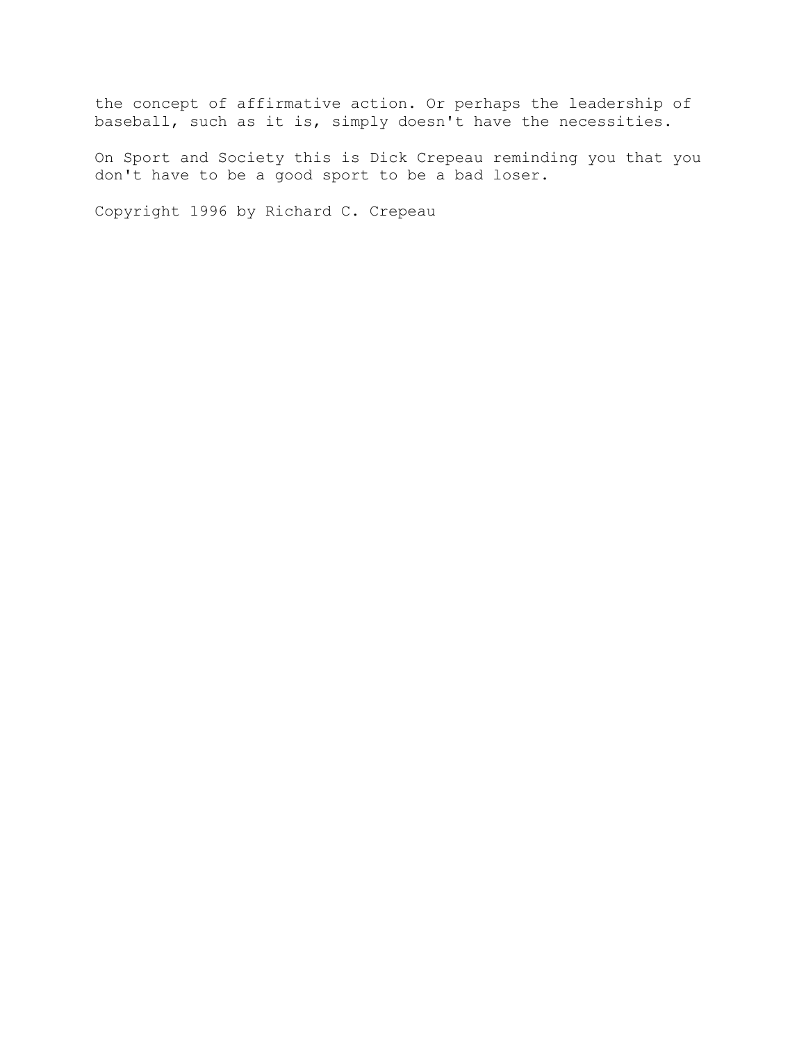the concept of affirmative action. Or perhaps the leadership of baseball, such as it is, simply doesn't have the necessities.

On Sport and Society this is Dick Crepeau reminding you that you don't have to be a good sport to be a bad loser.

Copyright 1996 by Richard C. Crepeau